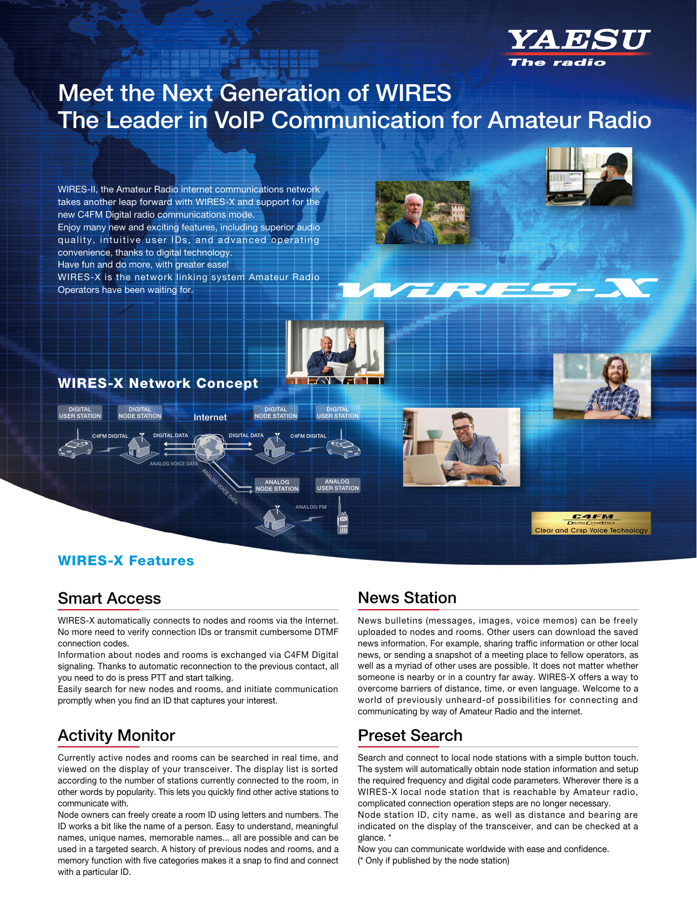YAESU
The radio

# Meet the Next Generation of WIRES
# The Leader in VoIP Communication for Amateur Radio

WIRES-II, the Amateur Radio internet communications network takes another leap forward with WIRES-X and support for the new C4FM Digital radio communications mode.
Enjoy many new and exciting features, including superior audio quality, intuitive user IDs, and advanced operating convenience, thanks to digital technology.
Have fun and do more, with greater ease!
WIRES-X is the network linking system Amateur Radio Operators have been waiting for.

## WIRES-X Network Concept

DIGITAL USER STATION — C4FM DIGITAL — DIGITAL NODE STATION — DIGITAL DATA — Internet — DIGITAL DATA — DIGITAL NODE STATION — C4FM DIGITAL — DIGITAL USER STATION

ANALOG VOICE DATA — ANALOG NODE STATION — ANALOG FM — ANALOG USER STATION

C4FM Digital Clear Voice — Clear and Crisp Voice Technology

## WIRES-X Features

### Smart Access

WIRES-X automatically connects to nodes and rooms via the Internet. No more need to verify connection IDs or transmit cumbersome DTMF connection codes.
Information about nodes and rooms is exchanged via C4FM Digital signaling. Thanks to automatic reconnection to the previous contact, all you need to do is press PTT and start talking.
Easily search for new nodes and rooms, and initiate communication promptly when you find an ID that captures your interest.

### Activity Monitor

Currently active nodes and rooms can be searched in real time, and viewed on the display of your transceiver. The display list is sorted according to the number of stations currently connected to the room, in other words by popularity. This lets you quickly find other active stations to communicate with.
Node owners can freely create a room ID using letters and numbers. The ID works a bit like the name of a person. Easy to understand, meaningful names, unique names, memorable names... all are possible and can be used in a targeted search. A history of previous nodes and rooms, and a memory function with five categories makes it a snap to find and connect with a particular ID.

### News Station

News bulletins (messages, images, voice memos) can be freely uploaded to nodes and rooms. Other users can download the saved news information. For example, sharing traffic information or other local news, or sending a snapshot of a meeting place to fellow operators, as well as a myriad of other uses are possible. It does not matter whether someone is nearby or in a country far away. WIRES-X offers a way to overcome barriers of distance, time, or even language. Welcome to a world of previously unheard-of possibilities for connecting and communicating by way of Amateur Radio and the internet.

### Preset Search

Search and connect to local node stations with a simple button touch. The system will automatically obtain node station information and setup the required frequency and digital code parameters. Wherever there is a WIRES-X local node station that is reachable by Amateur radio, complicated connection operation steps are no longer necessary.
Node station ID, city name, as well as distance and bearing are indicated on the display of the transceiver, and can be checked at a glance. *
Now you can communicate worldwide with ease and confidence.
(* Only if published by the node station)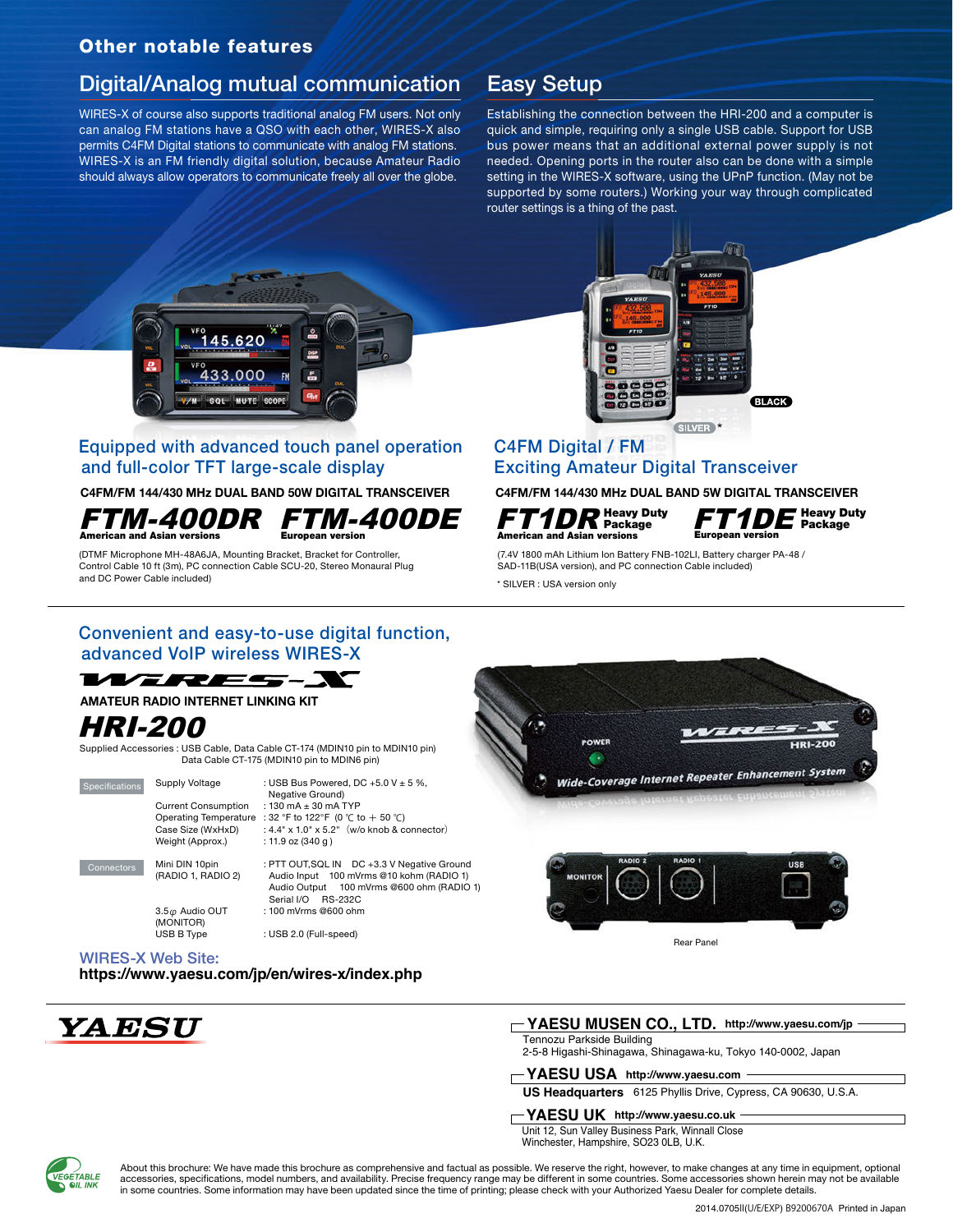## Other notable features

### Digital/Analog mutual communication

WIRES-X of course also supports traditional analog FM users. Not only can analog FM stations have a QSO with each other, WIRES-X also permits C4FM Digital stations to communicate with analog FM stations. WIRES-X is an FM friendly digital solution, because Amateur Radio should always allow operators to communicate freely all over the globe.

### Easy Setup

Establishing the connection between the HRI-200 and a computer is quick and simple, requiring only a single USB cable. Support for USB bus power means that an additional external power supply is not needed. Opening ports in the router also can be done with a simple setting in the WIRES-X software, using the UPnP function. (May not be supported by some routers.) Working your way through complicated router settings is a thing of the past.

### Equipped with advanced touch panel operation and full-color TFT large-scale display

**C4FM/FM 144/430 MHz DUAL BAND 50W DIGITAL TRANSCEIVER**

**FTM-400DR** American and Asian versions **FTM-400DE** European version

(DTMF Microphone MH-48A6JA, Mounting Bracket, Bracket for Controller, Control Cable 10 ft (3m), PC connection Cable SCU-20, Stereo Monaural Plug and DC Power Cable included)

### C4FM Digital / FM Exciting Amateur Digital Transceiver

BLACK

SILVER *

**C4FM/FM 144/430 MHz DUAL BAND 5W DIGITAL TRANSCEIVER**

**FT1DR Heavy Duty Package** American and Asian versions **FT1DE Heavy Duty Package** European version

(7.4V 1800 mAh Lithium Ion Battery FNB-102LI, Battery charger PA-48 / SAD-11B(USA version), and PC connection Cable included)

* SILVER : USA version only

### Convenient and easy-to-use digital function, advanced VoIP wireless WIRES-X

**WIRES-X**

**AMATEUR RADIO INTERNET LINKING KIT**

## HRI-200

Supplied Accessories : USB Cable, Data Cable CT-174 (MDIN10 pin to MDIN10 pin)
Data Cable CT-175 (MDIN10 pin to MDIN6 pin)

| | | |
|---|---|---|
| Specifications | Supply Voltage | : USB Bus Powered, DC +5.0 V ± 5 %, Negative Ground) |
| | Current Consumption | : 130 mA ± 30 mA TYP |
| | Operating Temperature | : 32 °F to 122°F (0 ℃ to + 50 ℃) |
| | Case Size (WxHxD) | : 4.4" x 1.0" x 5.2" (w/o knob & connector) |
| | Weight (Approx.) | : 11.9 oz (340 g ) |
| Connectors | Mini DIN 10pin (RADIO 1, RADIO 2) | : PTT OUT,SQL IN DC +3.3 V Negative Ground<br>Audio Input 100 mVrms @10 kohm (RADIO 1)<br>Audio Output 100 mVrms @600 ohm (RADIO 1)<br>Serial I/O RS-232C |
| | 3.5φ Audio OUT (MONITOR) | : 100 mVrms @600 ohm |
| | USB B Type | : USB 2.0 (Full-speed) |

POWER
WIRES-X HRI-200
Wide-Coverage Internet Repeater Enhancement System

MONITOR RADIO 2 RADIO 1 USB

Rear Panel

**WIRES-X Web Site:**
**https://www.yaesu.com/jp/en/wires-x/index.php**

**YAESU**

**YAESU MUSEN CO., LTD.** http://www.yaesu.com/jp
Tennozu Parkside Building
2-5-8 Higashi-Shinagawa, Shinagawa-ku, Tokyo 140-0002, Japan

**YAESU USA** http://www.yaesu.com
**US Headquarters** 6125 Phyllis Drive, Cypress, CA 90630, U.S.A.

**YAESU UK** http://www.yaesu.co.uk
Unit 12, Sun Valley Business Park, Winnall Close
Winchester, Hampshire, SO23 0LB, U.K.

VEGETABLE OIL INK

About this brochure: We have made this brochure as comprehensive and factual as possible. We reserve the right, however, to make changes at any time in equipment, optional accessories, specifications, model numbers, and availability. Precise frequency range may be different in some countries. Some accessories shown herein may not be available in some countries. Some information may have been updated since the time of printing; please check with your Authorized Yaesu Dealer for complete details.

2014.0705II(U/E/EXP) B9200670A Printed in Japan